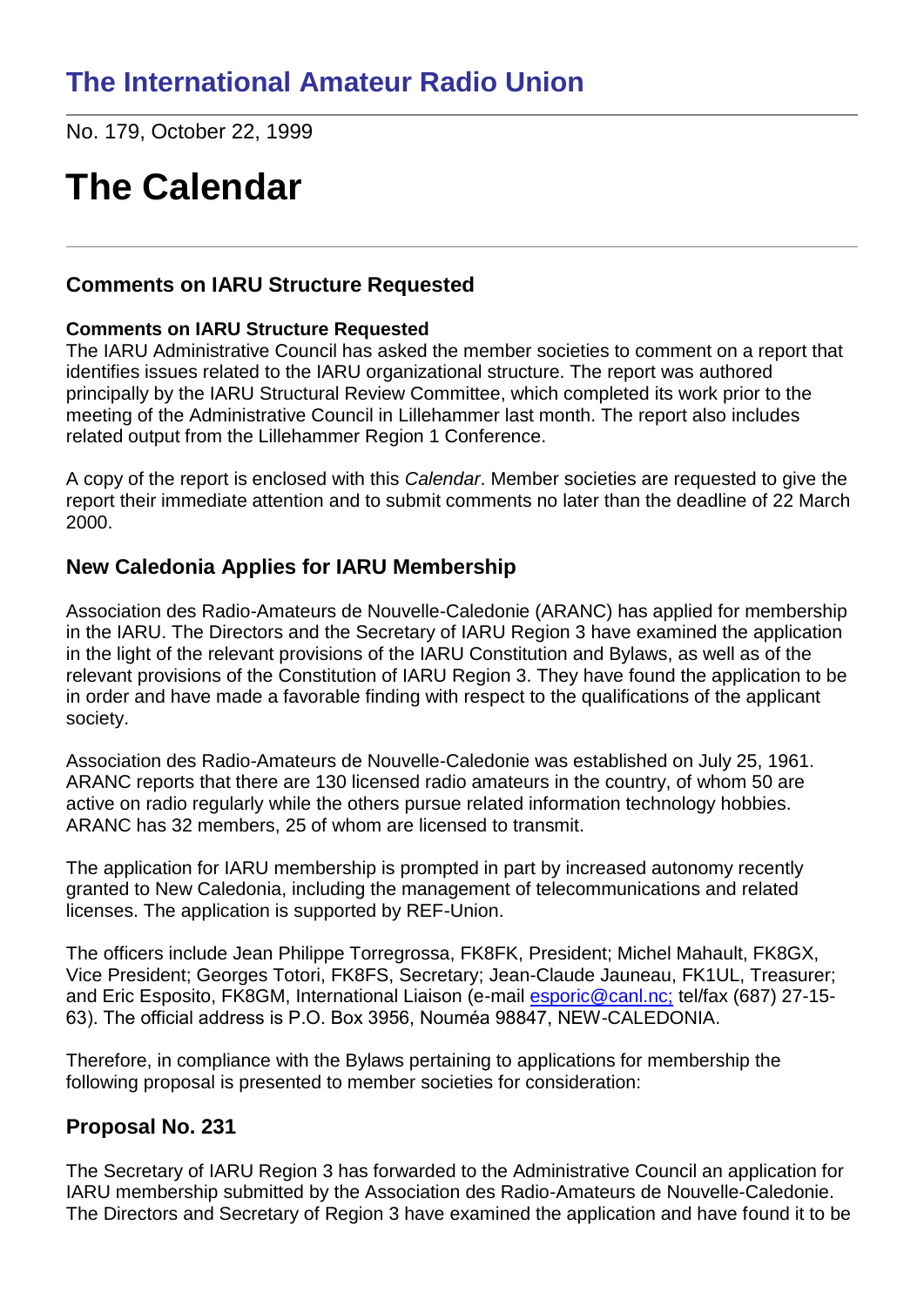# The International Amateur Radio Union

No. 179, October 22, 1999

# The Calendar

---

## Comments on IARU Structure Requested

**Comments on IARU Structure Requested**
The IARU Administrative Council has asked the member societies to comment on a report that identifies issues related to the IARU organizational structure. The report was authored principally by the IARU Structural Review Committee, which completed its work prior to the meeting of the Administrative Council in Lillehammer last month. The report also includes related output from the Lillehammer Region 1 Conference.

A copy of the report is enclosed with this *Calendar*. Member societies are requested to give the report their immediate attention and to submit comments no later than the deadline of 22 March 2000.

## New Caledonia Applies for IARU Membership

Association des Radio-Amateurs de Nouvelle-Caledonie (ARANC) has applied for membership in the IARU. The Directors and the Secretary of IARU Region 3 have examined the application in the light of the relevant provisions of the IARU Constitution and Bylaws, as well as of the relevant provisions of the Constitution of IARU Region 3. They have found the application to be in order and have made a favorable finding with respect to the qualifications of the applicant society.

Association des Radio-Amateurs de Nouvelle-Caledonie was established on July 25, 1961. ARANC reports that there are 130 licensed radio amateurs in the country, of whom 50 are active on radio regularly while the others pursue related information technology hobbies. ARANC has 32 members, 25 of whom are licensed to transmit.

The application for IARU membership is prompted in part by increased autonomy recently granted to New Caledonia, including the management of telecommunications and related licenses. The application is supported by REF-Union.

The officers include Jean Philippe Torregrossa, FK8FK, President; Michel Mahault, FK8GX, Vice President; Georges Totori, FK8FS, Secretary; Jean-Claude Jauneau, FK1UL, Treasurer; and Eric Esposito, FK8GM, International Liaison (e-mail esporic@canl.nc; tel/fax (687) 27-15-63). The official address is P.O. Box 3956, Nouméa 98847, NEW-CALEDONIA.

Therefore, in compliance with the Bylaws pertaining to applications for membership the following proposal is presented to member societies for consideration:

## Proposal No. 231

The Secretary of IARU Region 3 has forwarded to the Administrative Council an application for IARU membership submitted by the Association des Radio-Amateurs de Nouvelle-Caledonie. The Directors and Secretary of Region 3 have examined the application and have found it to be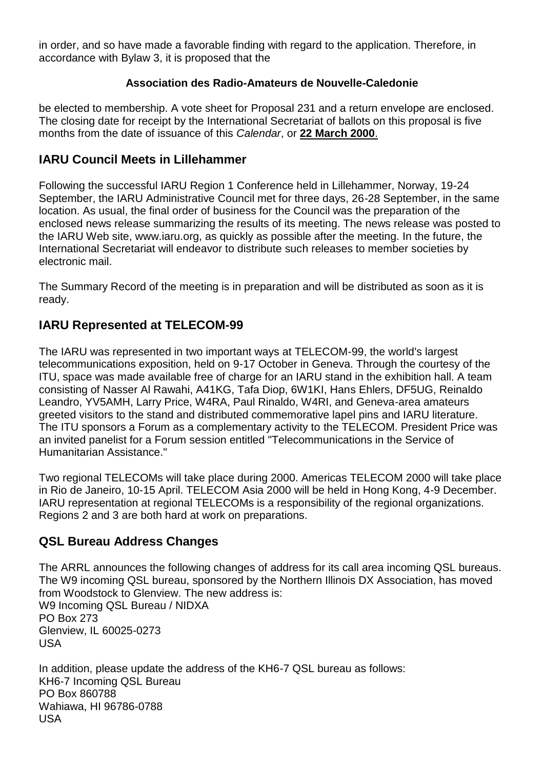in order, and so have made a favorable finding with regard to the application. Therefore, in accordance with Bylaw 3, it is proposed that the

**Association des Radio-Amateurs de Nouvelle-Caledonie**

be elected to membership. A vote sheet for Proposal 231 and a return envelope are enclosed. The closing date for receipt by the International Secretariat of ballots on this proposal is five months from the date of issuance of this *Calendar*, or **22 March 2000**.

## IARU Council Meets in Lillehammer

Following the successful IARU Region 1 Conference held in Lillehammer, Norway, 19-24 September, the IARU Administrative Council met for three days, 26-28 September, in the same location. As usual, the final order of business for the Council was the preparation of the enclosed news release summarizing the results of its meeting. The news release was posted to the IARU Web site, www.iaru.org, as quickly as possible after the meeting. In the future, the International Secretariat will endeavor to distribute such releases to member societies by electronic mail.

The Summary Record of the meeting is in preparation and will be distributed as soon as it is ready.

## IARU Represented at TELECOM-99

The IARU was represented in two important ways at TELECOM-99, the world's largest telecommunications exposition, held on 9-17 October in Geneva. Through the courtesy of the ITU, space was made available free of charge for an IARU stand in the exhibition hall. A team consisting of Nasser Al Rawahi, A41KG, Tafa Diop, 6W1KI, Hans Ehlers, DF5UG, Reinaldo Leandro, YV5AMH, Larry Price, W4RA, Paul Rinaldo, W4RI, and Geneva-area amateurs greeted visitors to the stand and distributed commemorative lapel pins and IARU literature. The ITU sponsors a Forum as a complementary activity to the TELECOM. President Price was an invited panelist for a Forum session entitled "Telecommunications in the Service of Humanitarian Assistance."

Two regional TELECOMs will take place during 2000. Americas TELECOM 2000 will take place in Rio de Janeiro, 10-15 April. TELECOM Asia 2000 will be held in Hong Kong, 4-9 December. IARU representation at regional TELECOMs is a responsibility of the regional organizations. Regions 2 and 3 are both hard at work on preparations.

## QSL Bureau Address Changes

The ARRL announces the following changes of address for its call area incoming QSL bureaus. The W9 incoming QSL bureau, sponsored by the Northern Illinois DX Association, has moved from Woodstock to Glenview. The new address is:

W9 Incoming QSL Bureau / NIDXA
PO Box 273
Glenview, IL 60025-0273
USA

In addition, please update the address of the KH6-7 QSL bureau as follows:

KH6-7 Incoming QSL Bureau
PO Box 860788
Wahiawa, HI 96786-0788
USA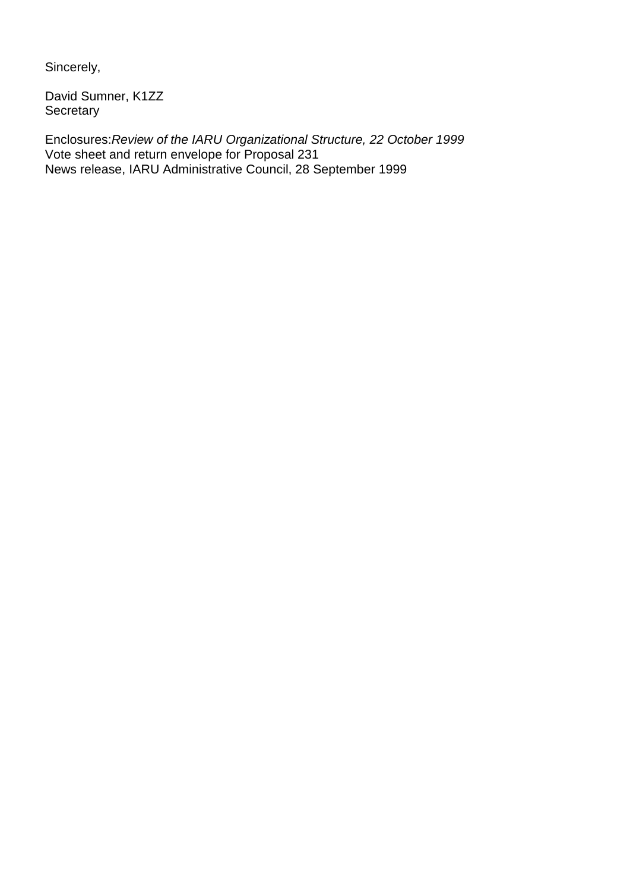Sincerely,

David Sumner, K1ZZ
Secretary

Enclosures:*Review of the IARU Organizational Structure, 22 October 1999*
Vote sheet and return envelope for Proposal 231
News release, IARU Administrative Council, 28 September 1999